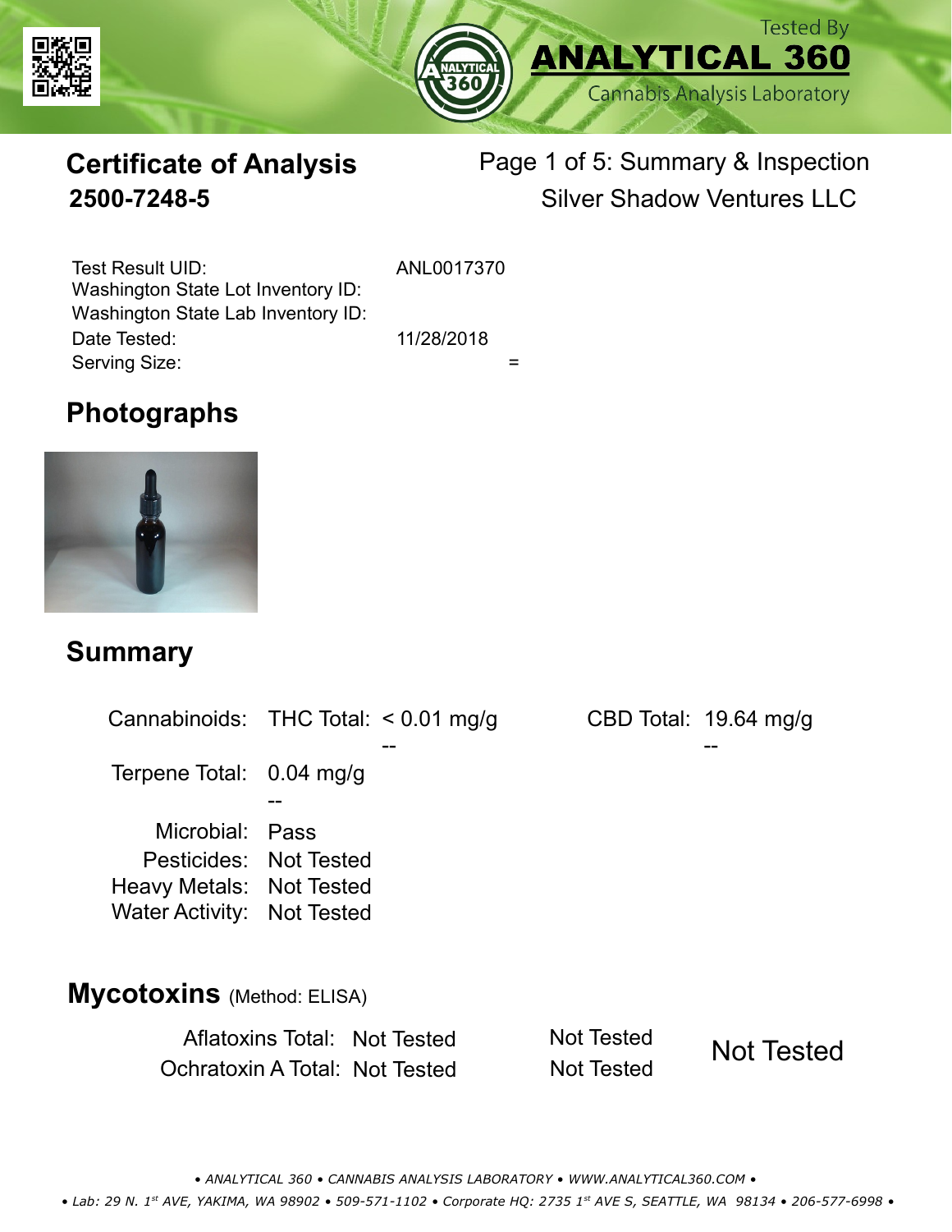Tested By
**ANALYTICAL 360**
Cannabis Analysis Laboratory

# Certificate of Analysis
## 2500-7248-5

Page 1 of 5: Summary & Inspection
Silver Shadow Ventures LLC

| | |
|---|---|
| Test Result UID: | ANL0017370 |
| Washington State Lot Inventory ID: | |
| Washington State Lab Inventory ID: | |
| Date Tested: | 11/28/2018 |
| Serving Size: | = |

## Photographs

## Summary

| | | | | |
|---|---|---|---|---|
| Cannabinoids: | THC Total: | < 0.01 mg/g | CBD Total: | 19.64 mg/g |
| | | -- | | -- |
| Terpene Total: | 0.04 mg/g | | | |
| | -- | | | |
| Microbial: | Pass | | | |
| Pesticides: | Not Tested | | | |
| Heavy Metals: | Not Tested | | | |
| Water Activity: | Not Tested | | | |

## Mycotoxins (Method: ELISA)

| | | | |
|---|---|---|---|
| Aflatoxins Total: | Not Tested | Not Tested | Not Tested |
| Ochratoxin A Total: | Not Tested | Not Tested | |

*• ANALYTICAL 360 • CANNABIS ANALYSIS LABORATORY • WWW.ANALYTICAL360.COM •*

*• Lab: 29 N. 1st AVE, YAKIMA, WA 98902 • 509-571-1102 • Corporate HQ: 2735 1st AVE S, SEATTLE, WA 98134 • 206-577-6998 •*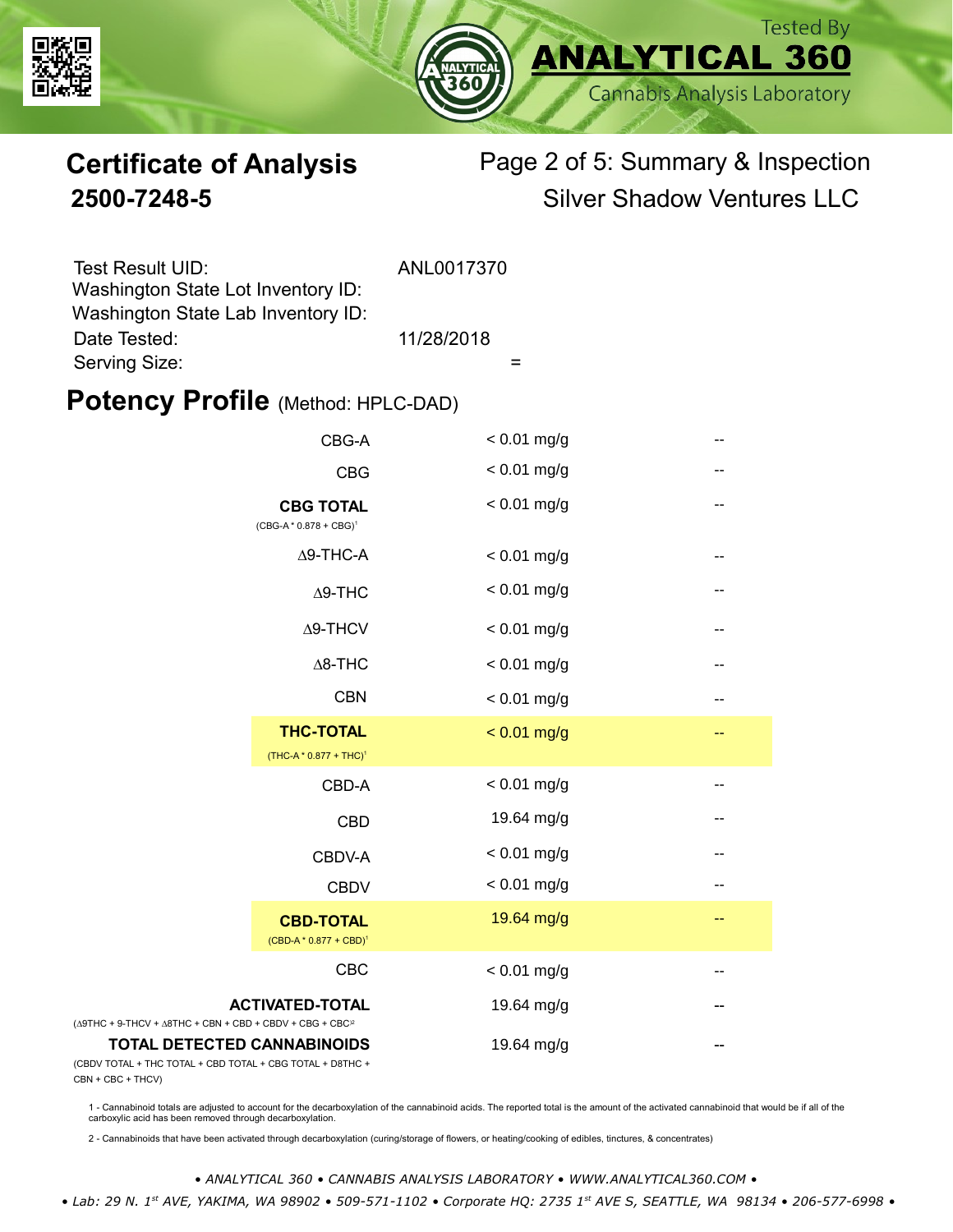Tested By **ANALYTICAL 360** Cannabis Analysis Laboratory

# Certificate of Analysis
## 2500-7248-5

Page 2 of 5: Summary & Inspection
Silver Shadow Ventures LLC

| | |
|---|---|
| Test Result UID: | ANL0017370 |
| Washington State Lot Inventory ID: | |
| Washington State Lab Inventory ID: | |
| Date Tested: | 11/28/2018 |
| Serving Size: | = |

## Potency Profile (Method: HPLC-DAD)

| Analyte | Result | |
|---|---|---|
| CBG-A | < 0.01 mg/g | -- |
| CBG | < 0.01 mg/g | -- |
| **CBG TOTAL** (CBG-A * 0.878 + CBG)[1] | < 0.01 mg/g | -- |
| Δ9-THC-A | < 0.01 mg/g | -- |
| Δ9-THC | < 0.01 mg/g | -- |
| Δ9-THCV | < 0.01 mg/g | -- |
| Δ8-THC | < 0.01 mg/g | -- |
| CBN | < 0.01 mg/g | -- |
| **THC-TOTAL** (THC-A * 0.877 + THC)[1] | < 0.01 mg/g | -- |
| CBD-A | < 0.01 mg/g | -- |
| CBD | 19.64 mg/g | -- |
| CBDV-A | < 0.01 mg/g | -- |
| CBDV | < 0.01 mg/g | -- |
| **CBD-TOTAL** (CBD-A * 0.877 + CBD)[1] | 19.64 mg/g | -- |
| CBC | < 0.01 mg/g | -- |
| **ACTIVATED-TOTAL** (Δ9THC + 9-THCV + Δ8THC + CBN + CBD + CBDV + CBG + CBC[2] | 19.64 mg/g | -- |
| **TOTAL DETECTED CANNABINOIDS** (CBDV TOTAL + THC TOTAL + CBD TOTAL + CBG TOTAL + D8THC + CBN + CBC + THCV) | 19.64 mg/g | -- |

1 - Cannabinoid totals are adjusted to account for the decarboxylation of the cannabinoid acids. The reported total is the amount of the activated cannabinoid that would be if all of the carboxylic acid has been removed through decarboxylation.

2 - Cannabinoids that have been activated through decarboxylation (curing/storage of flowers, or heating/cooking of edibles, tinctures, & concentrates)

*• ANALYTICAL 360 • CANNABIS ANALYSIS LABORATORY • WWW.ANALYTICAL360.COM •*

*• Lab: 29 N. 1st AVE, YAKIMA, WA 98902 • 509-571-1102 • Corporate HQ: 2735 1st AVE S, SEATTLE, WA 98134 • 206-577-6998 •*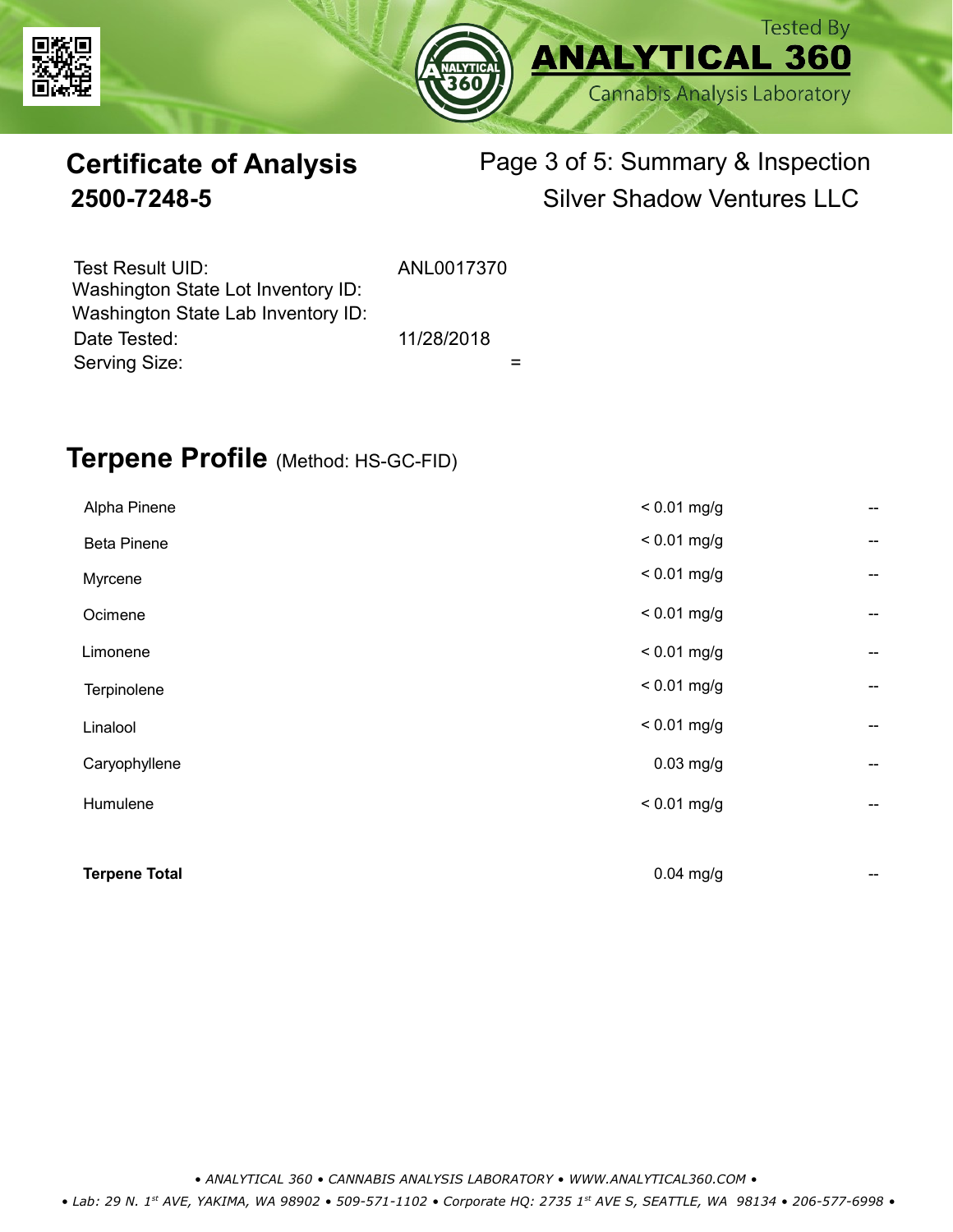Tested By **ANALYTICAL 360** Cannabis Analysis Laboratory

# Certificate of Analysis
## 2500-7248-5

Page 3 of 5: Summary & Inspection
Silver Shadow Ventures LLC

| | |
|---|---|
| Test Result UID: | ANL0017370 |
| Washington State Lot Inventory ID: | |
| Washington State Lab Inventory ID: | |
| Date Tested: | 11/28/2018 |
| Serving Size: | = |

## Terpene Profile (Method: HS-GC-FID)

| Terpene | Result | |
|---|---|---|
| Alpha Pinene | < 0.01 mg/g | -- |
| Beta Pinene | < 0.01 mg/g | -- |
| Myrcene | < 0.01 mg/g | -- |
| Ocimene | < 0.01 mg/g | -- |
| Limonene | < 0.01 mg/g | -- |
| Terpinolene | < 0.01 mg/g | -- |
| Linalool | < 0.01 mg/g | -- |
| Caryophyllene | 0.03 mg/g | -- |
| Humulene | < 0.01 mg/g | -- |
| **Terpene Total** | 0.04 mg/g | -- |

*• ANALYTICAL 360 • CANNABIS ANALYSIS LABORATORY • WWW.ANALYTICAL360.COM •*

*• Lab: 29 N. 1st AVE, YAKIMA, WA 98902 • 509-571-1102 • Corporate HQ: 2735 1st AVE S, SEATTLE, WA 98134 • 206-577-6998 •*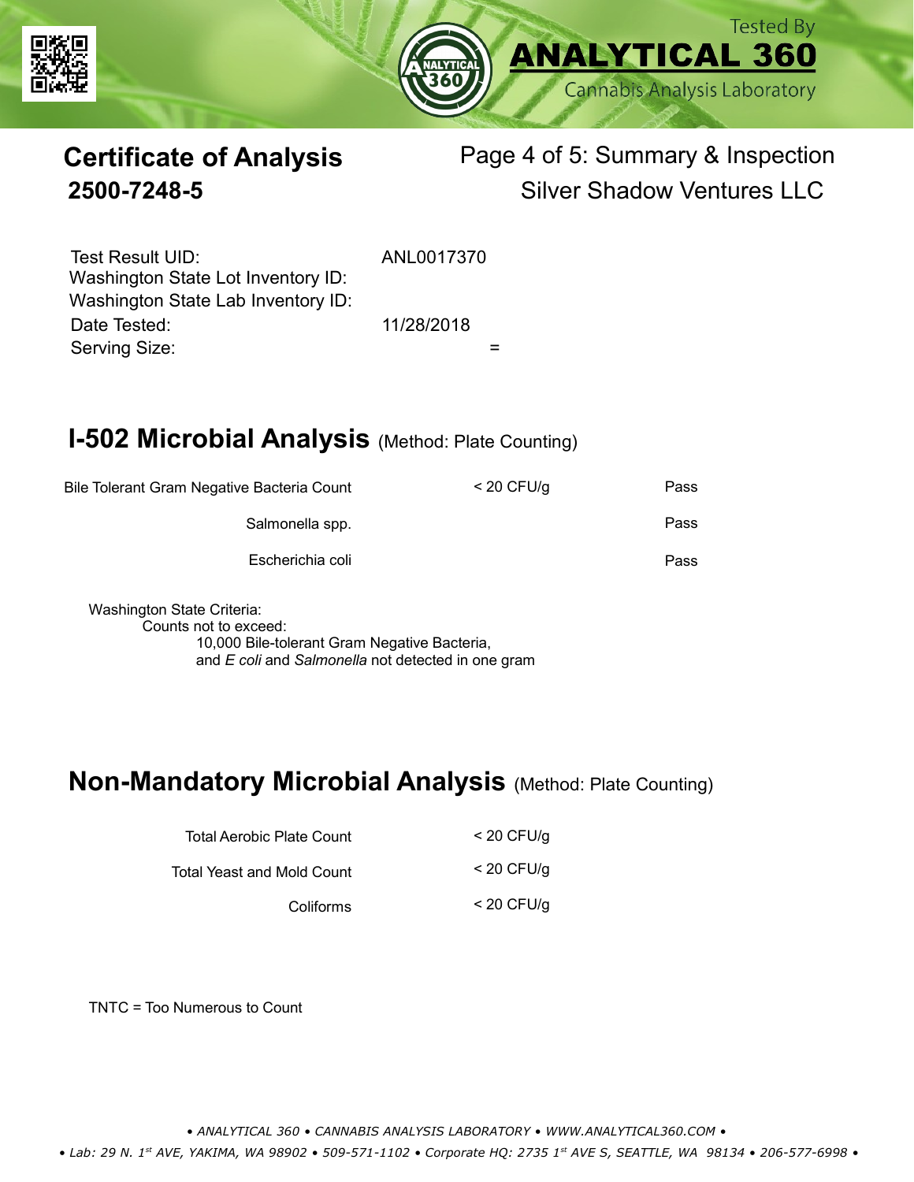# Certificate of Analysis

**2500-7248-5**

Page 4 of 5: Summary & Inspection

Silver Shadow Ventures LLC

| | |
|---|---|
| Test Result UID: | ANL0017370 |
| Washington State Lot Inventory ID: | |
| Washington State Lab Inventory ID: | |
| Date Tested: | 11/28/2018 |
| Serving Size: | = |

## I-502 Microbial Analysis (Method: Plate Counting)

| | | |
|---|---|---|
| Bile Tolerant Gram Negative Bacteria Count | < 20 CFU/g | Pass |
| Salmonella spp. | | Pass |
| Escherichia coli | | Pass |

Washington State Criteria:

Counts not to exceed:

10,000 Bile-tolerant Gram Negative Bacteria,

and *E coli* and *Salmonella* not detected in one gram

## Non-Mandatory Microbial Analysis (Method: Plate Counting)

| | |
|---|---|
| Total Aerobic Plate Count | < 20 CFU/g |
| Total Yeast and Mold Count | < 20 CFU/g |
| Coliforms | < 20 CFU/g |

TNTC = Too Numerous to Count

• ANALYTICAL 360 • CANNABIS ANALYSIS LABORATORY • WWW.ANALYTICAL360.COM •

• Lab: 29 N. 1st AVE, YAKIMA, WA 98902 • 509-571-1102 • Corporate HQ: 2735 1st AVE S, SEATTLE, WA 98134 • 206-577-6998 •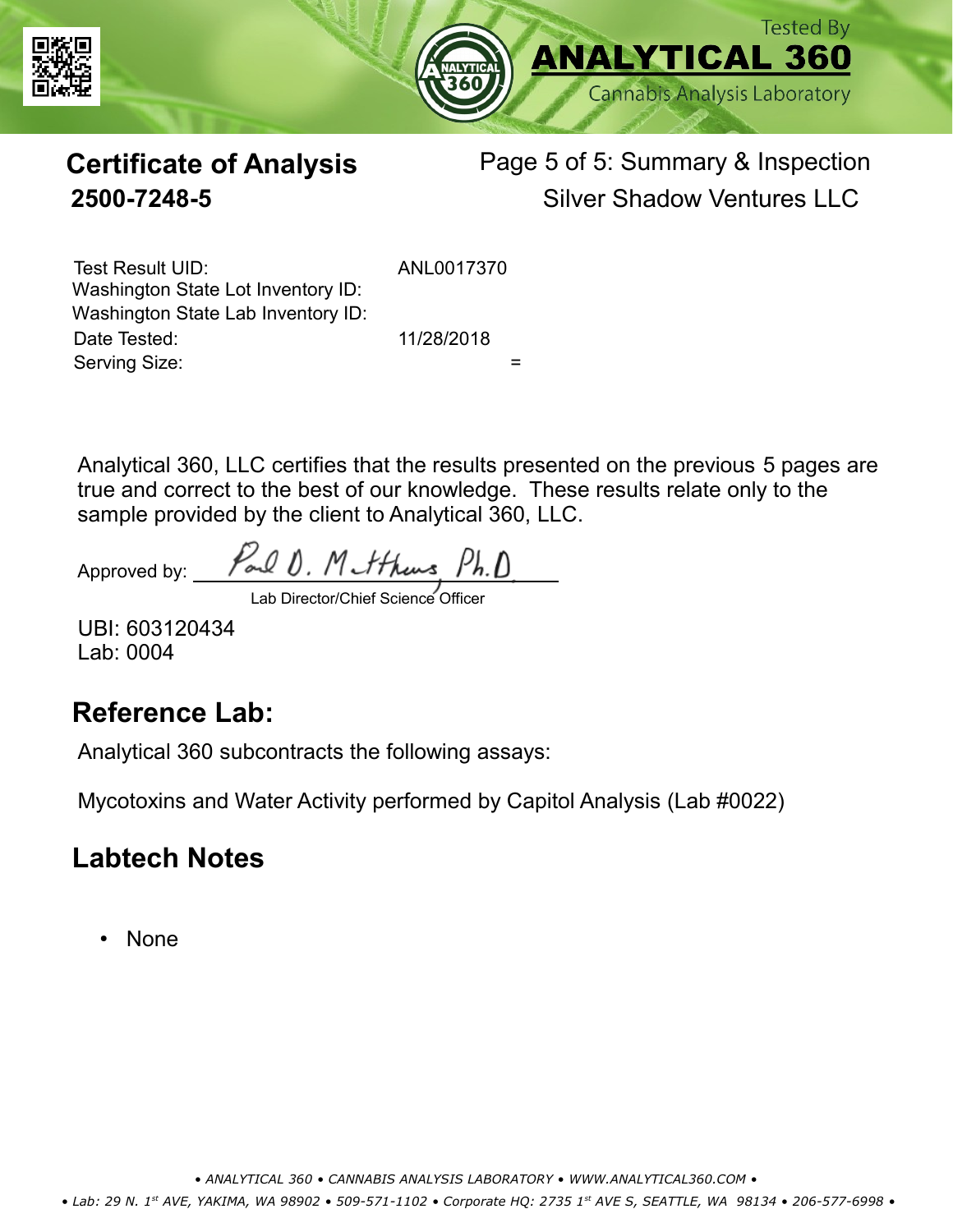Tested By
**ANALYTICAL 360**
Cannabis Analysis Laboratory

## Certificate of Analysis
**2500-7248-5**

Page 5 of 5: Summary & Inspection
Silver Shadow Ventures LLC

| | |
|---|---|
| Test Result UID: | ANL0017370 |
| Washington State Lot Inventory ID: | |
| Washington State Lab Inventory ID: | |
| Date Tested: | 11/28/2018 |
| Serving Size: | = |

Analytical 360, LLC certifies that the results presented on the previous 5 pages are true and correct to the best of our knowledge. These results relate only to the sample provided by the client to Analytical 360, LLC.

Approved by: Paul D. Matthews, Ph.D
Lab Director/Chief Science Officer

UBI: 603120434
Lab: 0004

## Reference Lab:

Analytical 360 subcontracts the following assays:

Mycotoxins and Water Activity performed by Capitol Analysis (Lab #0022)

## Labtech Notes

- None

• ANALYTICAL 360 • CANNABIS ANALYSIS LABORATORY • WWW.ANALYTICAL360.COM •
• Lab: 29 N. 1st AVE, YAKIMA, WA 98902 • 509-571-1102 • Corporate HQ: 2735 1st AVE S, SEATTLE, WA 98134 • 206-577-6998 •